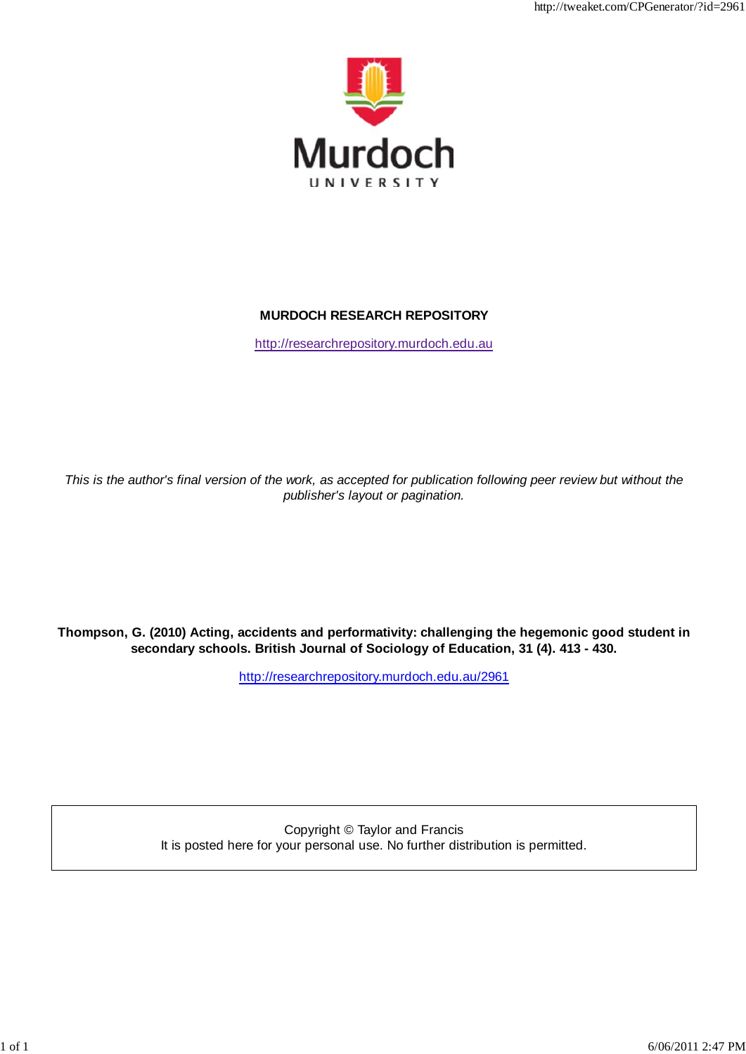**MURDOCH RESEARCH REPOSITORY**

http://researchrepository.murdoch.edu.au

*This is the author's final version of the work, as accepted for publication following peer review but without the publisher's layout or pagination.*

**Thompson, G. (2010) Acting, accidents and performativity: challenging the hegemonic good student in secondary schools. British Journal of Sociology of Education, 31 (4). 413 - 430.**

http://researchrepository.murdoch.edu.au/2961

Copyright © Taylor and Francis
It is posted here for your personal use. No further distribution is permitted.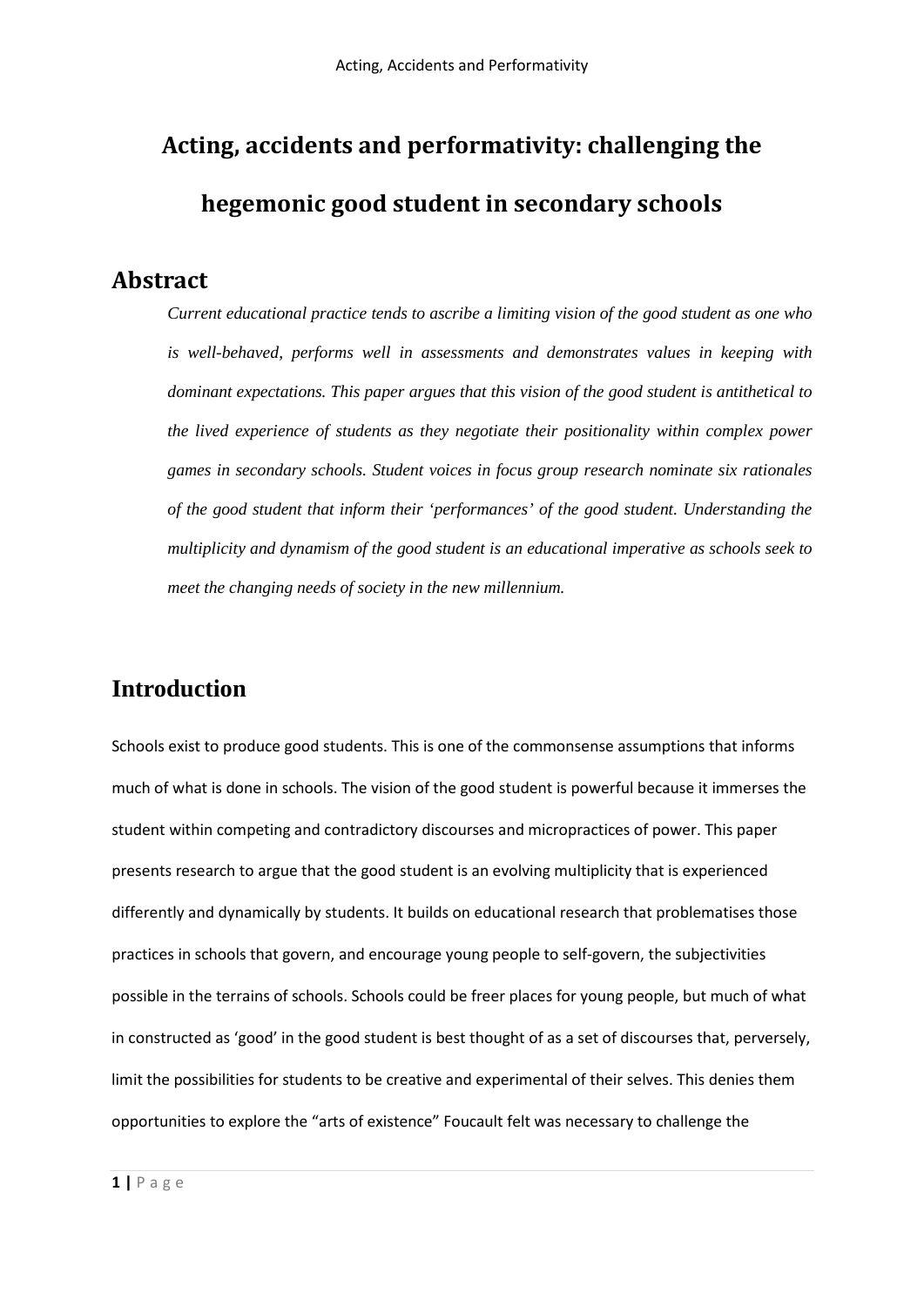# Acting, accidents and performativity: challenging the hegemonic good student in secondary schools

## Abstract

*Current educational practice tends to ascribe a limiting vision of the good student as one who is well-behaved, performs well in assessments and demonstrates values in keeping with dominant expectations. This paper argues that this vision of the good student is antithetical to the lived experience of students as they negotiate their positionality within complex power games in secondary schools. Student voices in focus group research nominate six rationales of the good student that inform their 'performances' of the good student. Understanding the multiplicity and dynamism of the good student is an educational imperative as schools seek to meet the changing needs of society in the new millennium.*

## Introduction

Schools exist to produce good students. This is one of the commonsense assumptions that informs much of what is done in schools. The vision of the good student is powerful because it immerses the student within competing and contradictory discourses and micropractices of power. This paper presents research to argue that the good student is an evolving multiplicity that is experienced differently and dynamically by students. It builds on educational research that problematises those practices in schools that govern, and encourage young people to self-govern, the subjectivities possible in the terrains of schools. Schools could be freer places for young people, but much of what in constructed as 'good' in the good student is best thought of as a set of discourses that, perversely, limit the possibilities for students to be creative and experimental of their selves. This denies them opportunities to explore the "arts of existence" Foucault felt was necessary to challenge the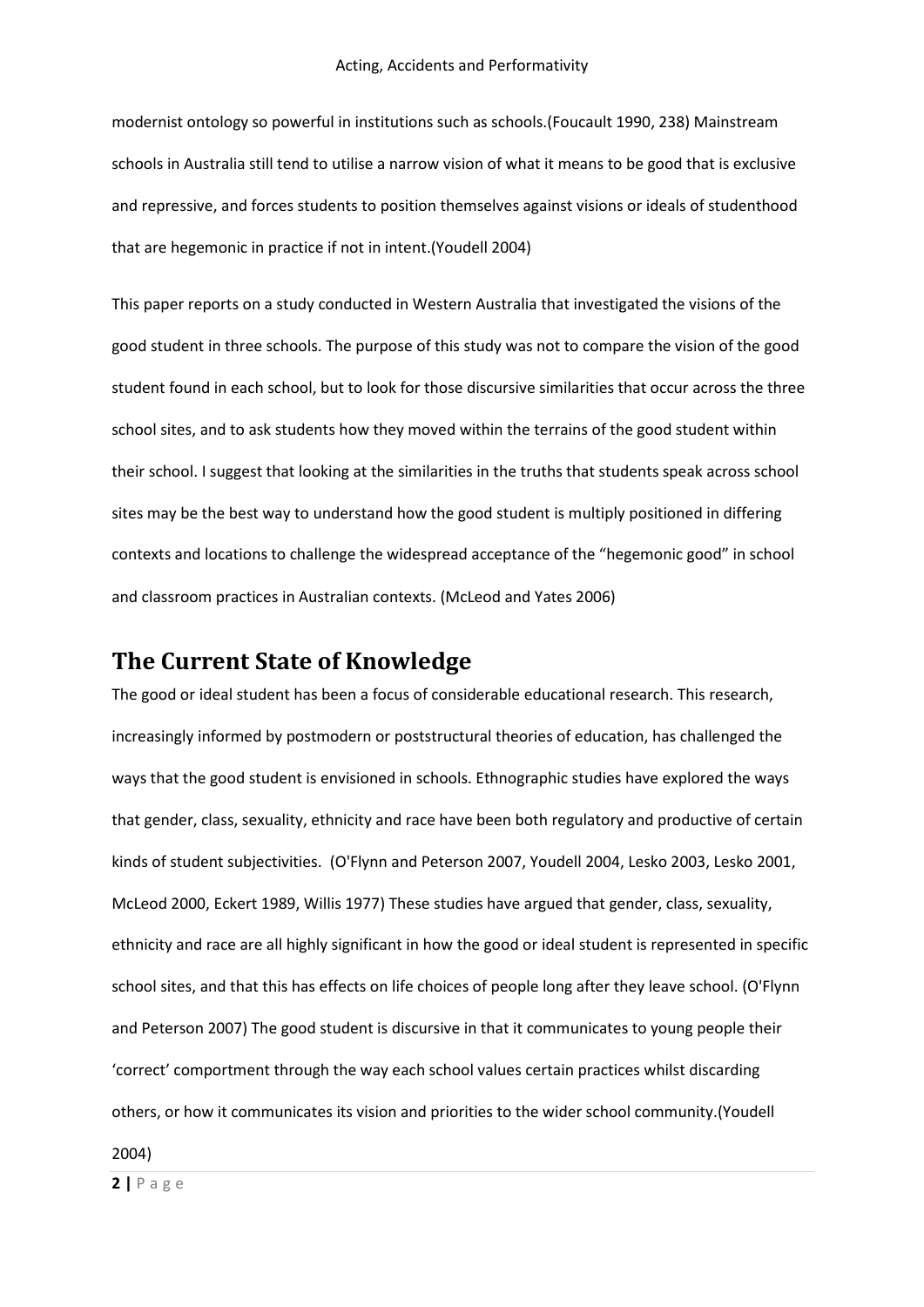modernist ontology so powerful in institutions such as schools.(Foucault 1990, 238) Mainstream schools in Australia still tend to utilise a narrow vision of what it means to be good that is exclusive and repressive, and forces students to position themselves against visions or ideals of studenthood that are hegemonic in practice if not in intent.(Youdell 2004)

This paper reports on a study conducted in Western Australia that investigated the visions of the good student in three schools. The purpose of this study was not to compare the vision of the good student found in each school, but to look for those discursive similarities that occur across the three school sites, and to ask students how they moved within the terrains of the good student within their school. I suggest that looking at the similarities in the truths that students speak across school sites may be the best way to understand how the good student is multiply positioned in differing contexts and locations to challenge the widespread acceptance of the "hegemonic good" in school and classroom practices in Australian contexts. (McLeod and Yates 2006)

## The Current State of Knowledge

The good or ideal student has been a focus of considerable educational research. This research, increasingly informed by postmodern or poststructural theories of education, has challenged the ways that the good student is envisioned in schools. Ethnographic studies have explored the ways that gender, class, sexuality, ethnicity and race have been both regulatory and productive of certain kinds of student subjectivities. (O'Flynn and Peterson 2007, Youdell 2004, Lesko 2003, Lesko 2001, McLeod 2000, Eckert 1989, Willis 1977) These studies have argued that gender, class, sexuality, ethnicity and race are all highly significant in how the good or ideal student is represented in specific school sites, and that this has effects on life choices of people long after they leave school. (O'Flynn and Peterson 2007) The good student is discursive in that it communicates to young people their 'correct' comportment through the way each school values certain practices whilst discarding others, or how it communicates its vision and priorities to the wider school community.(Youdell 2004)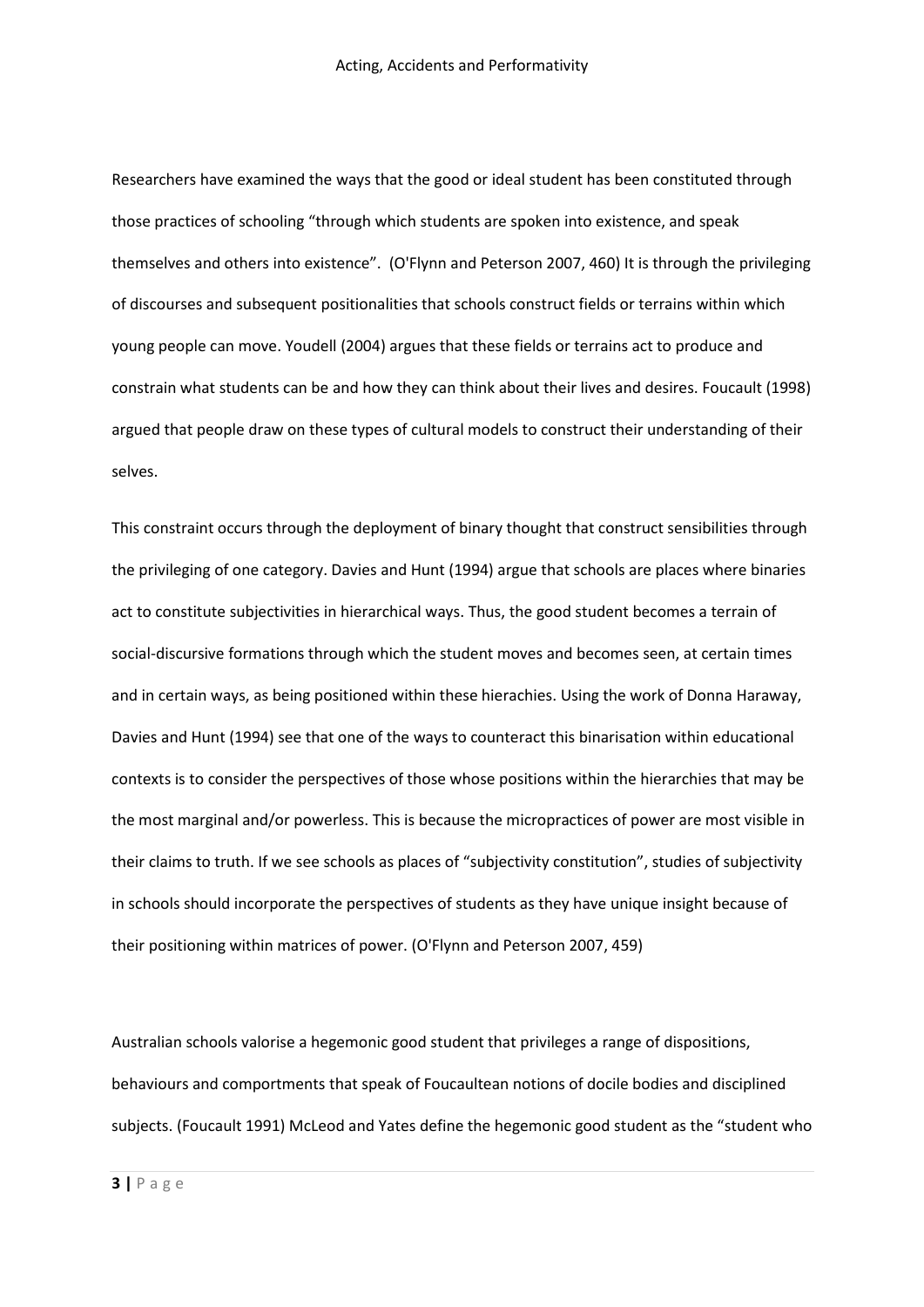Researchers have examined the ways that the good or ideal student has been constituted through those practices of schooling "through which students are spoken into existence, and speak themselves and others into existence". (O'Flynn and Peterson 2007, 460) It is through the privileging of discourses and subsequent positionalities that schools construct fields or terrains within which young people can move. Youdell (2004) argues that these fields or terrains act to produce and constrain what students can be and how they can think about their lives and desires. Foucault (1998) argued that people draw on these types of cultural models to construct their understanding of their selves.

This constraint occurs through the deployment of binary thought that construct sensibilities through the privileging of one category. Davies and Hunt (1994) argue that schools are places where binaries act to constitute subjectivities in hierarchical ways. Thus, the good student becomes a terrain of social-discursive formations through which the student moves and becomes seen, at certain times and in certain ways, as being positioned within these hierachies. Using the work of Donna Haraway, Davies and Hunt (1994) see that one of the ways to counteract this binarisation within educational contexts is to consider the perspectives of those whose positions within the hierarchies that may be the most marginal and/or powerless. This is because the micropractices of power are most visible in their claims to truth. If we see schools as places of "subjectivity constitution", studies of subjectivity in schools should incorporate the perspectives of students as they have unique insight because of their positioning within matrices of power. (O'Flynn and Peterson 2007, 459)

Australian schools valorise a hegemonic good student that privileges a range of dispositions, behaviours and comportments that speak of Foucaultean notions of docile bodies and disciplined subjects. (Foucault 1991) McLeod and Yates define the hegemonic good student as the "student who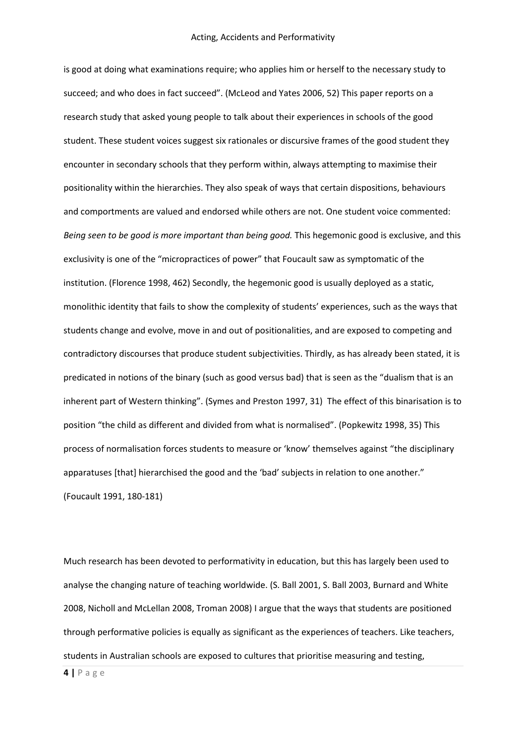is good at doing what examinations require; who applies him or herself to the necessary study to succeed; and who does in fact succeed". (McLeod and Yates 2006, 52) This paper reports on a research study that asked young people to talk about their experiences in schools of the good student. These student voices suggest six rationales or discursive frames of the good student they encounter in secondary schools that they perform within, always attempting to maximise their positionality within the hierarchies. They also speak of ways that certain dispositions, behaviours and comportments are valued and endorsed while others are not. One student voice commented: *Being seen to be good is more important than being good.* This hegemonic good is exclusive, and this exclusivity is one of the "micropractices of power" that Foucault saw as symptomatic of the institution. (Florence 1998, 462) Secondly, the hegemonic good is usually deployed as a static, monolithic identity that fails to show the complexity of students' experiences, such as the ways that students change and evolve, move in and out of positionalities, and are exposed to competing and contradictory discourses that produce student subjectivities. Thirdly, as has already been stated, it is predicated in notions of the binary (such as good versus bad) that is seen as the "dualism that is an inherent part of Western thinking". (Symes and Preston 1997, 31) The effect of this binarisation is to position "the child as different and divided from what is normalised". (Popkewitz 1998, 35) This process of normalisation forces students to measure or 'know' themselves against "the disciplinary apparatuses [that] hierarchised the good and the 'bad' subjects in relation to one another." (Foucault 1991, 180-181)

Much research has been devoted to performativity in education, but this has largely been used to analyse the changing nature of teaching worldwide. (S. Ball 2001, S. Ball 2003, Burnard and White 2008, Nicholl and McLellan 2008, Troman 2008) I argue that the ways that students are positioned through performative policies is equally as significant as the experiences of teachers. Like teachers, students in Australian schools are exposed to cultures that prioritise measuring and testing,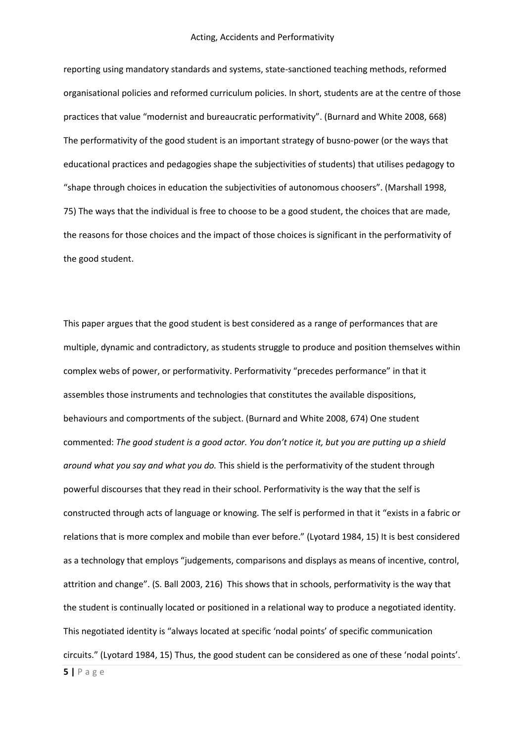reporting using mandatory standards and systems, state-sanctioned teaching methods, reformed organisational policies and reformed curriculum policies. In short, students are at the centre of those practices that value "modernist and bureaucratic performativity". (Burnard and White 2008, 668) The performativity of the good student is an important strategy of busno-power (or the ways that educational practices and pedagogies shape the subjectivities of students) that utilises pedagogy to "shape through choices in education the subjectivities of autonomous choosers". (Marshall 1998, 75) The ways that the individual is free to choose to be a good student, the choices that are made, the reasons for those choices and the impact of those choices is significant in the performativity of the good student.

This paper argues that the good student is best considered as a range of performances that are multiple, dynamic and contradictory, as students struggle to produce and position themselves within complex webs of power, or performativity. Performativity "precedes performance" in that it assembles those instruments and technologies that constitutes the available dispositions, behaviours and comportments of the subject. (Burnard and White 2008, 674) One student commented: *The good student is a good actor. You don't notice it, but you are putting up a shield around what you say and what you do.* This shield is the performativity of the student through powerful discourses that they read in their school. Performativity is the way that the self is constructed through acts of language or knowing. The self is performed in that it "exists in a fabric or relations that is more complex and mobile than ever before." (Lyotard 1984, 15) It is best considered as a technology that employs "judgements, comparisons and displays as means of incentive, control, attrition and change". (S. Ball 2003, 216) This shows that in schools, performativity is the way that the student is continually located or positioned in a relational way to produce a negotiated identity. This negotiated identity is "always located at specific 'nodal points' of specific communication circuits." (Lyotard 1984, 15) Thus, the good student can be considered as one of these 'nodal points'.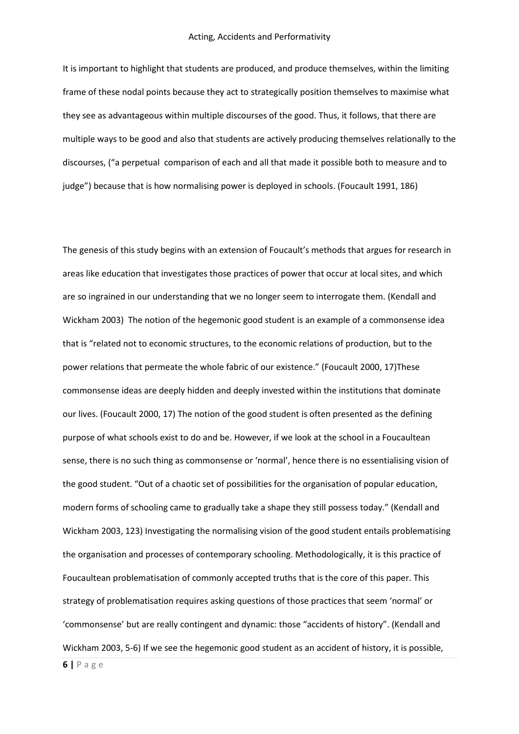It is important to highlight that students are produced, and produce themselves, within the limiting frame of these nodal points because they act to strategically position themselves to maximise what they see as advantageous within multiple discourses of the good. Thus, it follows, that there are multiple ways to be good and also that students are actively producing themselves relationally to the discourses, ("a perpetual comparison of each and all that made it possible both to measure and to judge") because that is how normalising power is deployed in schools. (Foucault 1991, 186)

The genesis of this study begins with an extension of Foucault's methods that argues for research in areas like education that investigates those practices of power that occur at local sites, and which are so ingrained in our understanding that we no longer seem to interrogate them. (Kendall and Wickham 2003) The notion of the hegemonic good student is an example of a commonsense idea that is "related not to economic structures, to the economic relations of production, but to the power relations that permeate the whole fabric of our existence." (Foucault 2000, 17)These commonsense ideas are deeply hidden and deeply invested within the institutions that dominate our lives. (Foucault 2000, 17) The notion of the good student is often presented as the defining purpose of what schools exist to do and be. However, if we look at the school in a Foucaultean sense, there is no such thing as commonsense or 'normal', hence there is no essentialising vision of the good student. "Out of a chaotic set of possibilities for the organisation of popular education, modern forms of schooling came to gradually take a shape they still possess today." (Kendall and Wickham 2003, 123) Investigating the normalising vision of the good student entails problematising the organisation and processes of contemporary schooling. Methodologically, it is this practice of Foucaultean problematisation of commonly accepted truths that is the core of this paper. This strategy of problematisation requires asking questions of those practices that seem 'normal' or 'commonsense' but are really contingent and dynamic: those "accidents of history". (Kendall and Wickham 2003, 5-6) If we see the hegemonic good student as an accident of history, it is possible,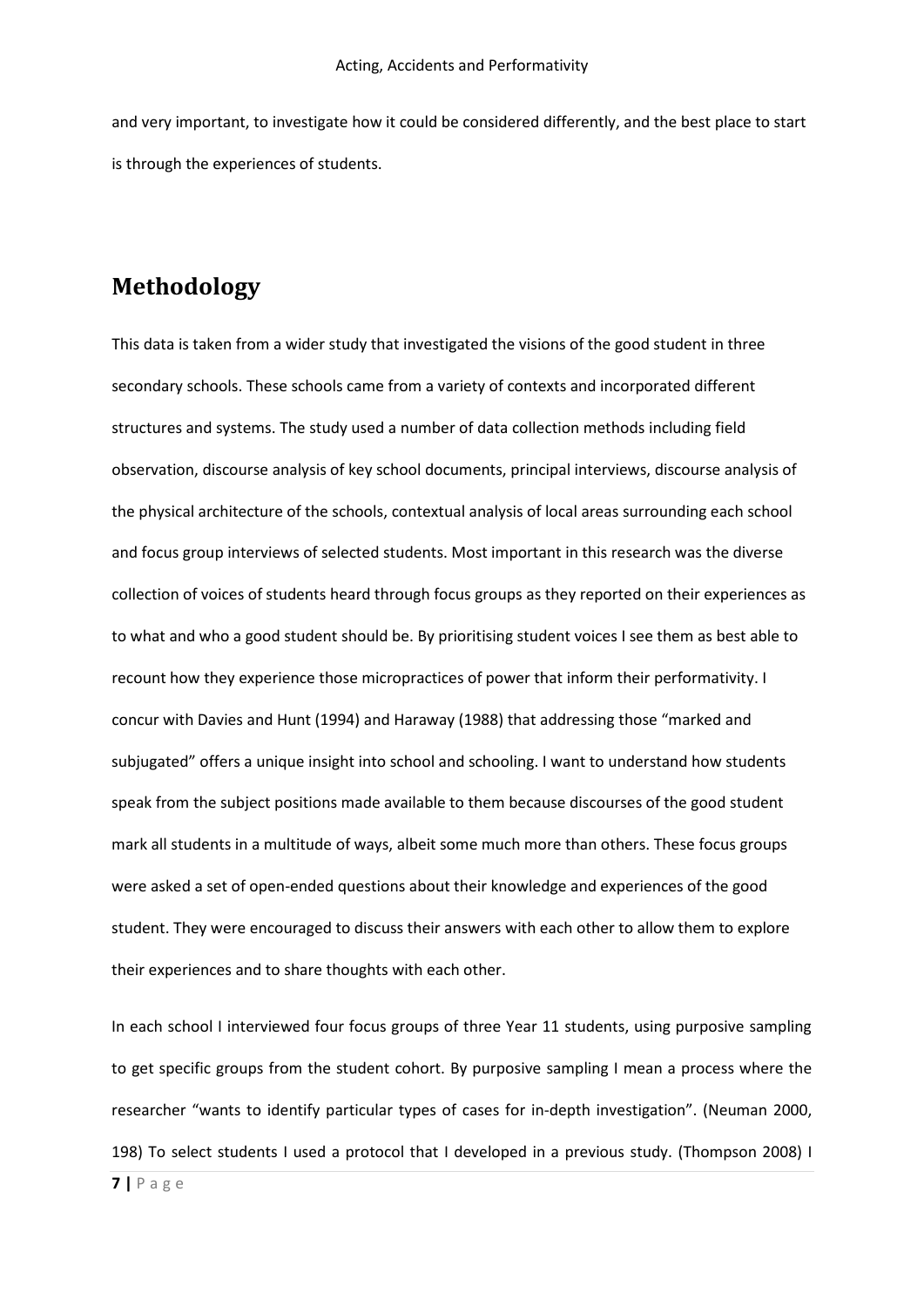and very important, to investigate how it could be considered differently, and the best place to start is through the experiences of students.

## Methodology

This data is taken from a wider study that investigated the visions of the good student in three secondary schools. These schools came from a variety of contexts and incorporated different structures and systems. The study used a number of data collection methods including field observation, discourse analysis of key school documents, principal interviews, discourse analysis of the physical architecture of the schools, contextual analysis of local areas surrounding each school and focus group interviews of selected students. Most important in this research was the diverse collection of voices of students heard through focus groups as they reported on their experiences as to what and who a good student should be. By prioritising student voices I see them as best able to recount how they experience those micropractices of power that inform their performativity. I concur with Davies and Hunt (1994) and Haraway (1988) that addressing those "marked and subjugated" offers a unique insight into school and schooling. I want to understand how students speak from the subject positions made available to them because discourses of the good student mark all students in a multitude of ways, albeit some much more than others. These focus groups were asked a set of open-ended questions about their knowledge and experiences of the good student. They were encouraged to discuss their answers with each other to allow them to explore their experiences and to share thoughts with each other.

In each school I interviewed four focus groups of three Year 11 students, using purposive sampling to get specific groups from the student cohort. By purposive sampling I mean a process where the researcher "wants to identify particular types of cases for in-depth investigation". (Neuman 2000, 198) To select students I used a protocol that I developed in a previous study. (Thompson 2008) I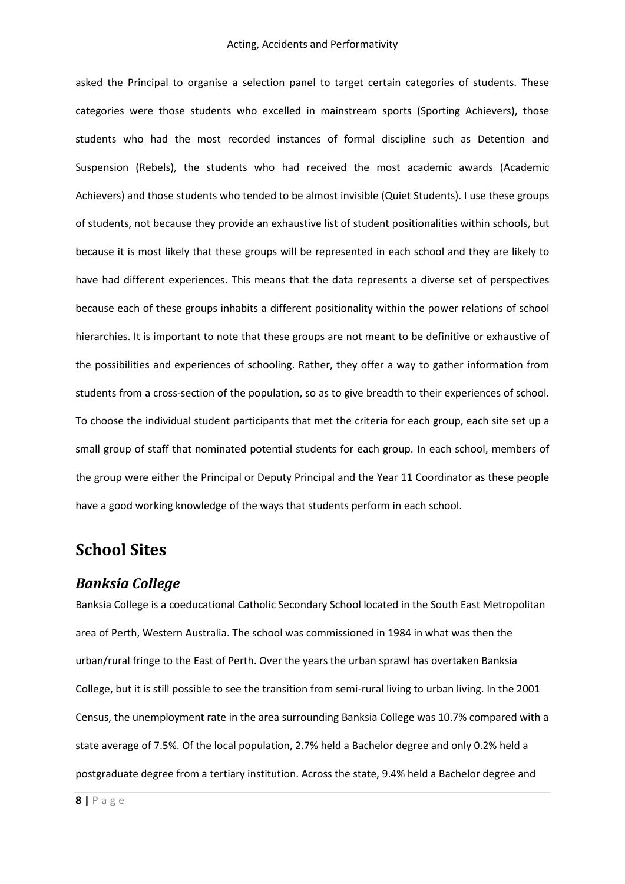asked the Principal to organise a selection panel to target certain categories of students. These categories were those students who excelled in mainstream sports (Sporting Achievers), those students who had the most recorded instances of formal discipline such as Detention and Suspension (Rebels), the students who had received the most academic awards (Academic Achievers) and those students who tended to be almost invisible (Quiet Students). I use these groups of students, not because they provide an exhaustive list of student positionalities within schools, but because it is most likely that these groups will be represented in each school and they are likely to have had different experiences. This means that the data represents a diverse set of perspectives because each of these groups inhabits a different positionality within the power relations of school hierarchies. It is important to note that these groups are not meant to be definitive or exhaustive of the possibilities and experiences of schooling. Rather, they offer a way to gather information from students from a cross-section of the population, so as to give breadth to their experiences of school. To choose the individual student participants that met the criteria for each group, each site set up a small group of staff that nominated potential students for each group. In each school, members of the group were either the Principal or Deputy Principal and the Year 11 Coordinator as these people have a good working knowledge of the ways that students perform in each school.

# School Sites

## *Banksia College*

Banksia College is a coeducational Catholic Secondary School located in the South East Metropolitan area of Perth, Western Australia. The school was commissioned in 1984 in what was then the urban/rural fringe to the East of Perth. Over the years the urban sprawl has overtaken Banksia College, but it is still possible to see the transition from semi-rural living to urban living. In the 2001 Census, the unemployment rate in the area surrounding Banksia College was 10.7% compared with a state average of 7.5%. Of the local population, 2.7% held a Bachelor degree and only 0.2% held a postgraduate degree from a tertiary institution. Across the state, 9.4% held a Bachelor degree and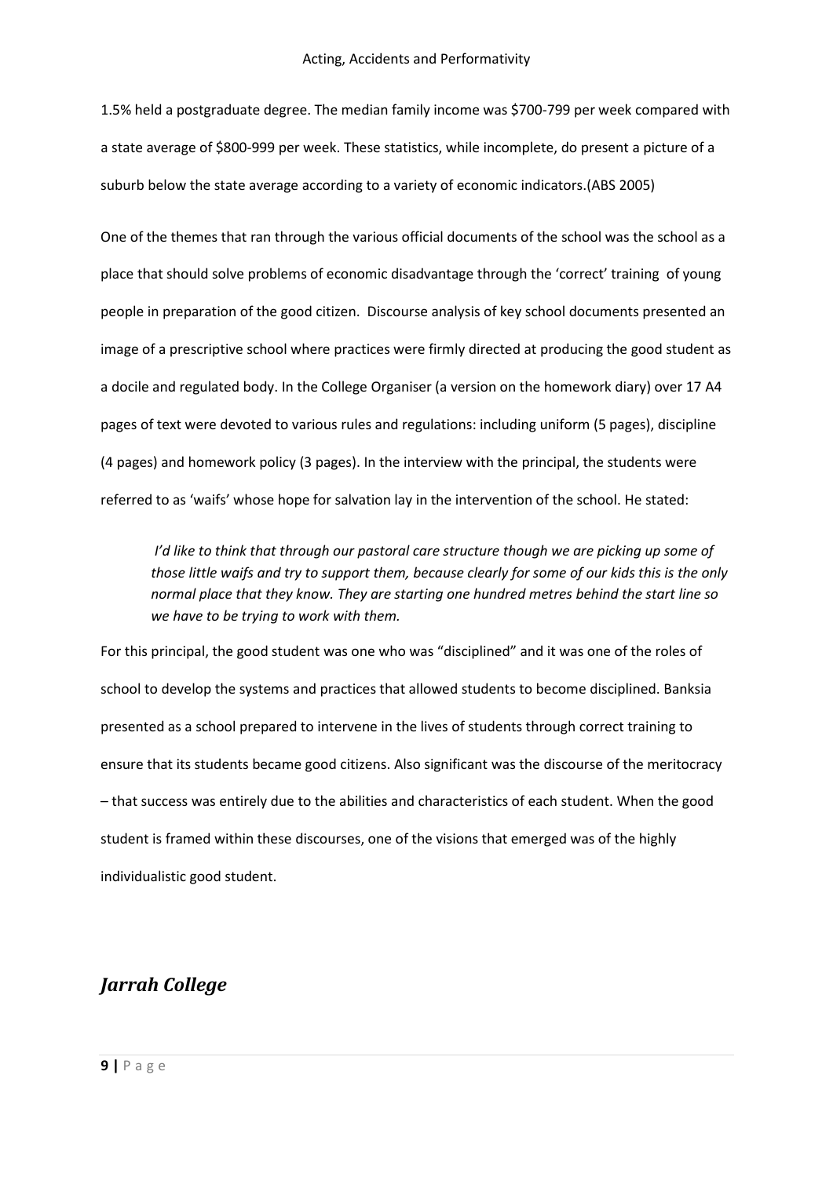1.5% held a postgraduate degree. The median family income was $700-799 per week compared with a state average of $800-999 per week. These statistics, while incomplete, do present a picture of a suburb below the state average according to a variety of economic indicators.(ABS 2005)

One of the themes that ran through the various official documents of the school was the school as a place that should solve problems of economic disadvantage through the 'correct' training of young people in preparation of the good citizen. Discourse analysis of key school documents presented an image of a prescriptive school where practices were firmly directed at producing the good student as a docile and regulated body. In the College Organiser (a version on the homework diary) over 17 A4 pages of text were devoted to various rules and regulations: including uniform (5 pages), discipline (4 pages) and homework policy (3 pages). In the interview with the principal, the students were referred to as 'waifs' whose hope for salvation lay in the intervention of the school. He stated:

> *I'd like to think that through our pastoral care structure though we are picking up some of those little waifs and try to support them, because clearly for some of our kids this is the only normal place that they know. They are starting one hundred metres behind the start line so we have to be trying to work with them.*

For this principal, the good student was one who was "disciplined" and it was one of the roles of school to develop the systems and practices that allowed students to become disciplined. Banksia presented as a school prepared to intervene in the lives of students through correct training to ensure that its students became good citizens. Also significant was the discourse of the meritocracy – that success was entirely due to the abilities and characteristics of each student. When the good student is framed within these discourses, one of the visions that emerged was of the highly individualistic good student.

## *Jarrah College*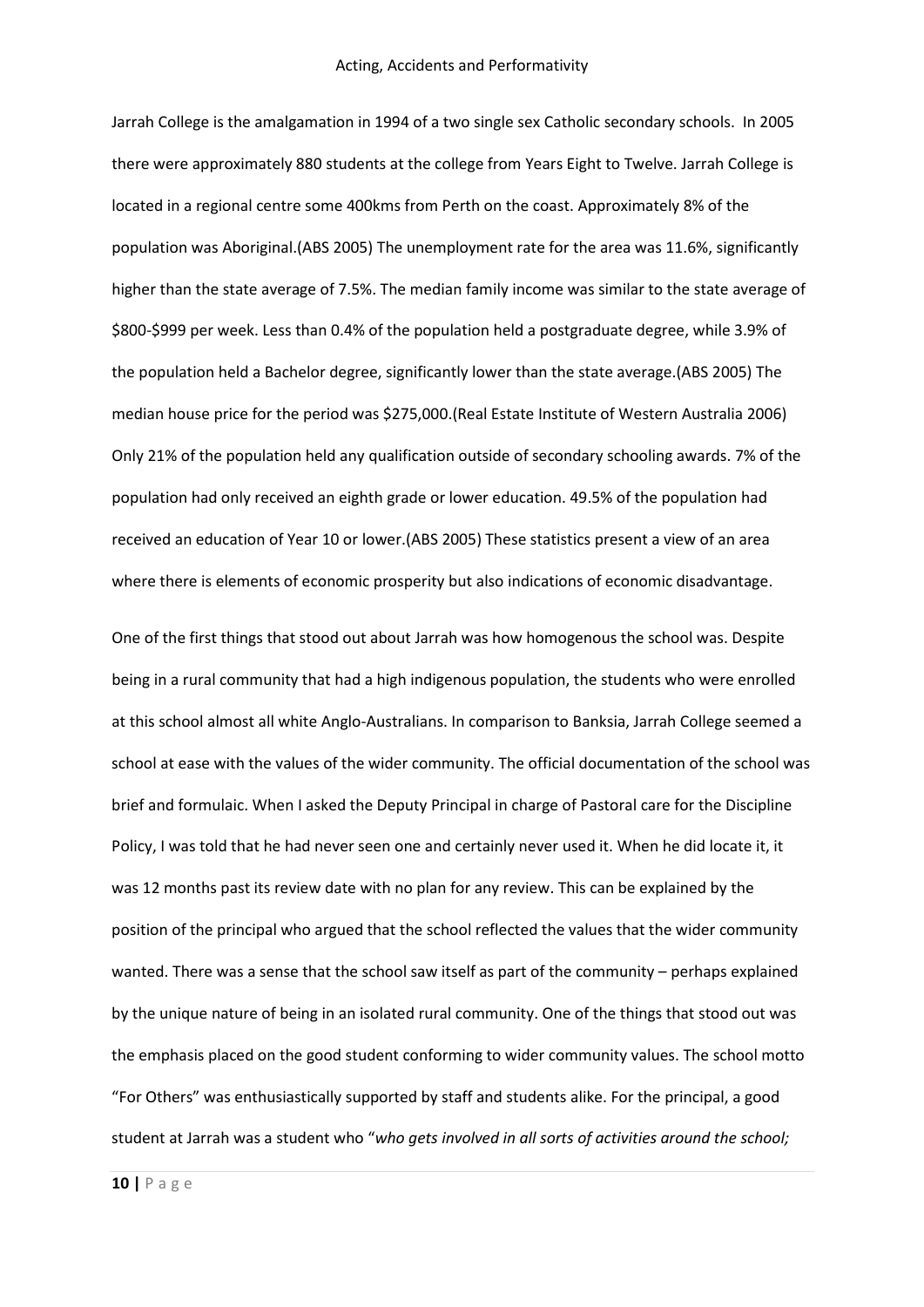Jarrah College is the amalgamation in 1994 of a two single sex Catholic secondary schools. In 2005 there were approximately 880 students at the college from Years Eight to Twelve. Jarrah College is located in a regional centre some 400kms from Perth on the coast. Approximately 8% of the population was Aboriginal.(ABS 2005) The unemployment rate for the area was 11.6%, significantly higher than the state average of 7.5%. The median family income was similar to the state average of $800-$999 per week. Less than 0.4% of the population held a postgraduate degree, while 3.9% of the population held a Bachelor degree, significantly lower than the state average.(ABS 2005) The median house price for the period was $275,000.(Real Estate Institute of Western Australia 2006) Only 21% of the population held any qualification outside of secondary schooling awards. 7% of the population had only received an eighth grade or lower education. 49.5% of the population had received an education of Year 10 or lower.(ABS 2005) These statistics present a view of an area where there is elements of economic prosperity but also indications of economic disadvantage.

One of the first things that stood out about Jarrah was how homogenous the school was. Despite being in a rural community that had a high indigenous population, the students who were enrolled at this school almost all white Anglo-Australians. In comparison to Banksia, Jarrah College seemed a school at ease with the values of the wider community. The official documentation of the school was brief and formulaic. When I asked the Deputy Principal in charge of Pastoral care for the Discipline Policy, I was told that he had never seen one and certainly never used it. When he did locate it, it was 12 months past its review date with no plan for any review. This can be explained by the position of the principal who argued that the school reflected the values that the wider community wanted. There was a sense that the school saw itself as part of the community – perhaps explained by the unique nature of being in an isolated rural community. One of the things that stood out was the emphasis placed on the good student conforming to wider community values. The school motto "For Others" was enthusiastically supported by staff and students alike. For the principal, a good student at Jarrah was a student who "*who gets involved in all sorts of activities around the school;*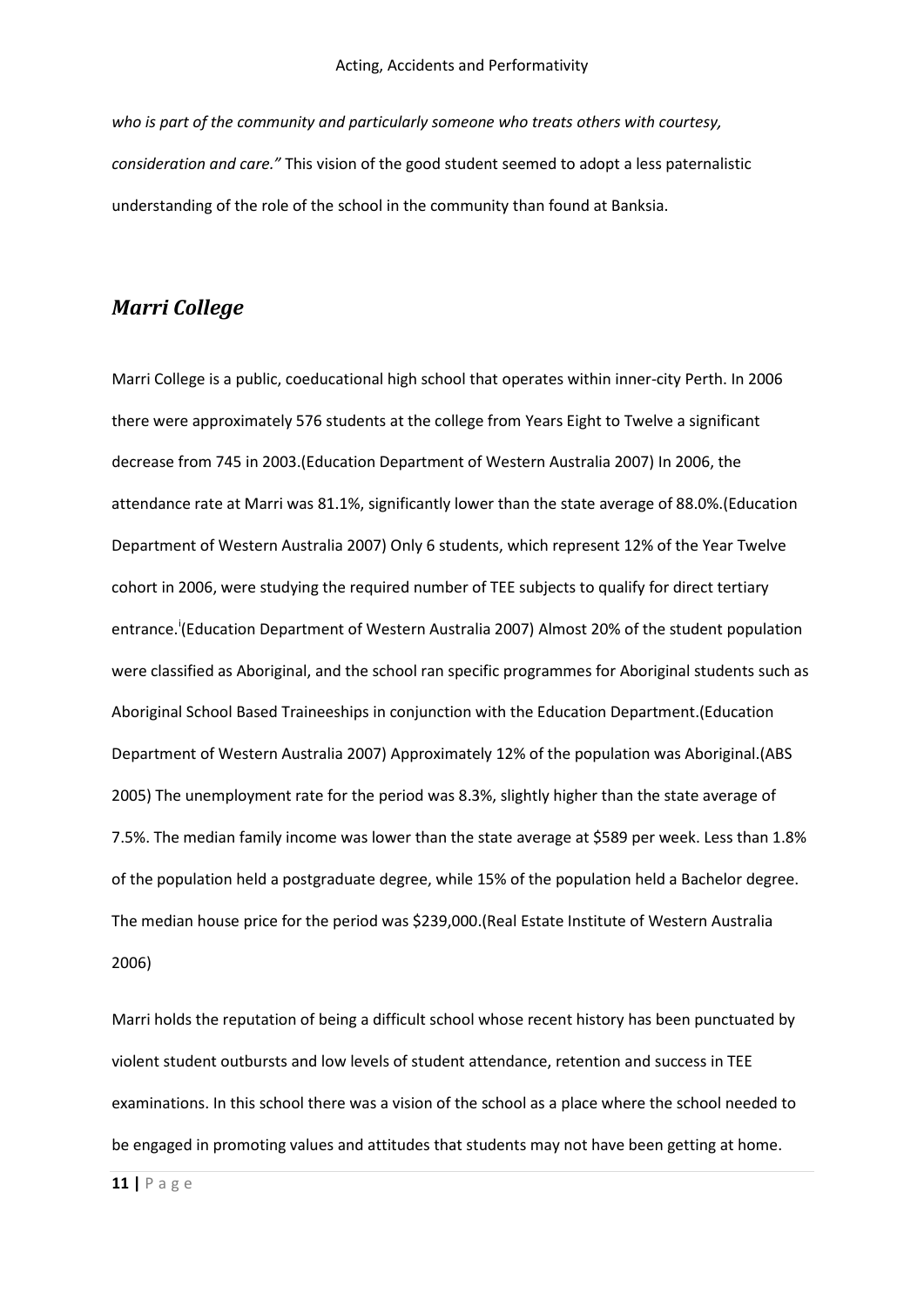*who is part of the community and particularly someone who treats others with courtesy, consideration and care."* This vision of the good student seemed to adopt a less paternalistic understanding of the role of the school in the community than found at Banksia.

## *Marri College*

Marri College is a public, coeducational high school that operates within inner-city Perth. In 2006 there were approximately 576 students at the college from Years Eight to Twelve a significant decrease from 745 in 2003.(Education Department of Western Australia 2007) In 2006, the attendance rate at Marri was 81.1%, significantly lower than the state average of 88.0%.(Education Department of Western Australia 2007) Only 6 students, which represent 12% of the Year Twelve cohort in 2006, were studying the required number of TEE subjects to qualify for direct tertiary entrance.[i](Education Department of Western Australia 2007) Almost 20% of the student population were classified as Aboriginal, and the school ran specific programmes for Aboriginal students such as Aboriginal School Based Traineeships in conjunction with the Education Department.(Education Department of Western Australia 2007) Approximately 12% of the population was Aboriginal.(ABS 2005) The unemployment rate for the period was 8.3%, slightly higher than the state average of 7.5%. The median family income was lower than the state average at $589 per week. Less than 1.8% of the population held a postgraduate degree, while 15% of the population held a Bachelor degree. The median house price for the period was $239,000.(Real Estate Institute of Western Australia 2006)

Marri holds the reputation of being a difficult school whose recent history has been punctuated by violent student outbursts and low levels of student attendance, retention and success in TEE examinations. In this school there was a vision of the school as a place where the school needed to be engaged in promoting values and attitudes that students may not have been getting at home.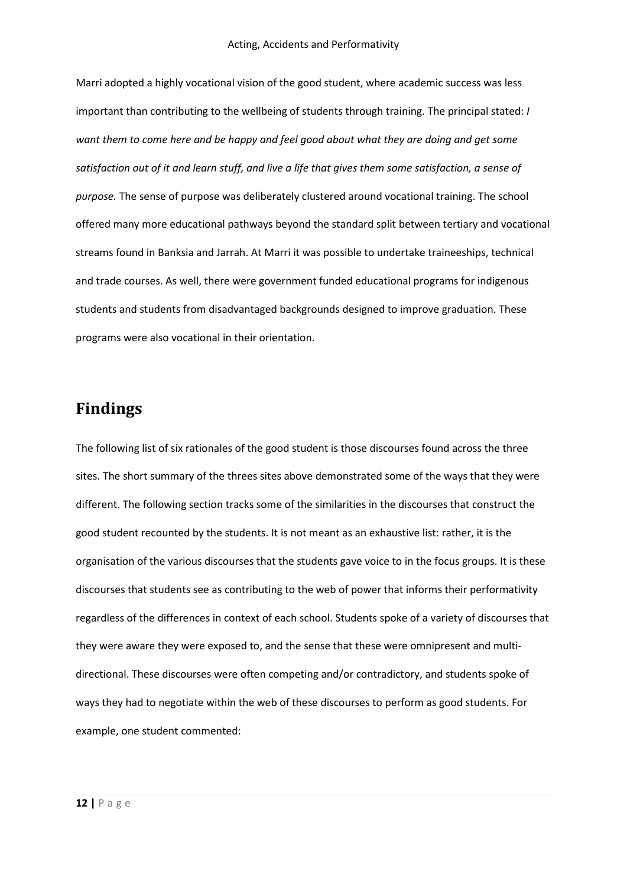Marri adopted a highly vocational vision of the good student, where academic success was less important than contributing to the wellbeing of students through training. The principal stated: *I want them to come here and be happy and feel good about what they are doing and get some satisfaction out of it and learn stuff, and live a life that gives them some satisfaction, a sense of purpose.* The sense of purpose was deliberately clustered around vocational training. The school offered many more educational pathways beyond the standard split between tertiary and vocational streams found in Banksia and Jarrah. At Marri it was possible to undertake traineeships, technical and trade courses. As well, there were government funded educational programs for indigenous students and students from disadvantaged backgrounds designed to improve graduation. These programs were also vocational in their orientation.

## Findings

The following list of six rationales of the good student is those discourses found across the three sites. The short summary of the threes sites above demonstrated some of the ways that they were different. The following section tracks some of the similarities in the discourses that construct the good student recounted by the students. It is not meant as an exhaustive list: rather, it is the organisation of the various discourses that the students gave voice to in the focus groups. It is these discourses that students see as contributing to the web of power that informs their performativity regardless of the differences in context of each school. Students spoke of a variety of discourses that they were aware they were exposed to, and the sense that these were omnipresent and multi-directional. These discourses were often competing and/or contradictory, and students spoke of ways they had to negotiate within the web of these discourses to perform as good students. For example, one student commented: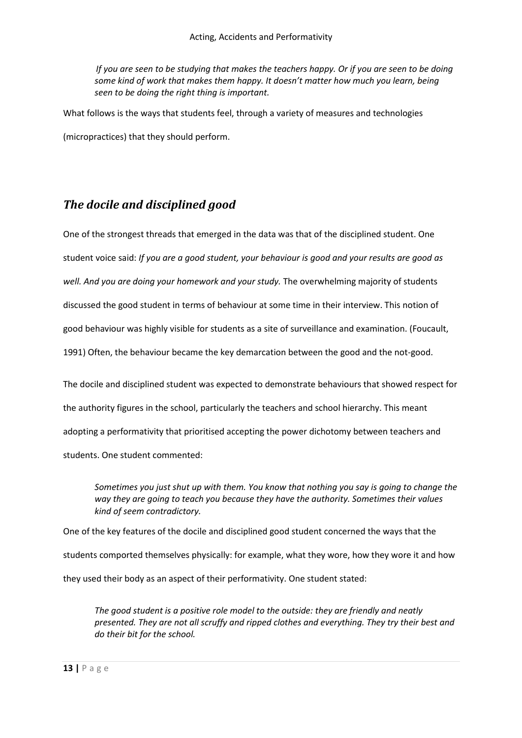*If you are seen to be studying that makes the teachers happy. Or if you are seen to be doing some kind of work that makes them happy. It doesn't matter how much you learn, being seen to be doing the right thing is important.*

What follows is the ways that students feel, through a variety of measures and technologies (micropractices) that they should perform.

## *The docile and disciplined good*

One of the strongest threads that emerged in the data was that of the disciplined student. One student voice said: *If you are a good student, your behaviour is good and your results are good as well. And you are doing your homework and your study.* The overwhelming majority of students discussed the good student in terms of behaviour at some time in their interview. This notion of good behaviour was highly visible for students as a site of surveillance and examination. (Foucault, 1991) Often, the behaviour became the key demarcation between the good and the not-good.

The docile and disciplined student was expected to demonstrate behaviours that showed respect for the authority figures in the school, particularly the teachers and school hierarchy. This meant adopting a performativity that prioritised accepting the power dichotomy between teachers and students. One student commented:

*Sometimes you just shut up with them. You know that nothing you say is going to change the way they are going to teach you because they have the authority. Sometimes their values kind of seem contradictory.*

One of the key features of the docile and disciplined good student concerned the ways that the students comported themselves physically: for example, what they wore, how they wore it and how they used their body as an aspect of their performativity. One student stated:

*The good student is a positive role model to the outside: they are friendly and neatly presented. They are not all scruffy and ripped clothes and everything. They try their best and do their bit for the school.*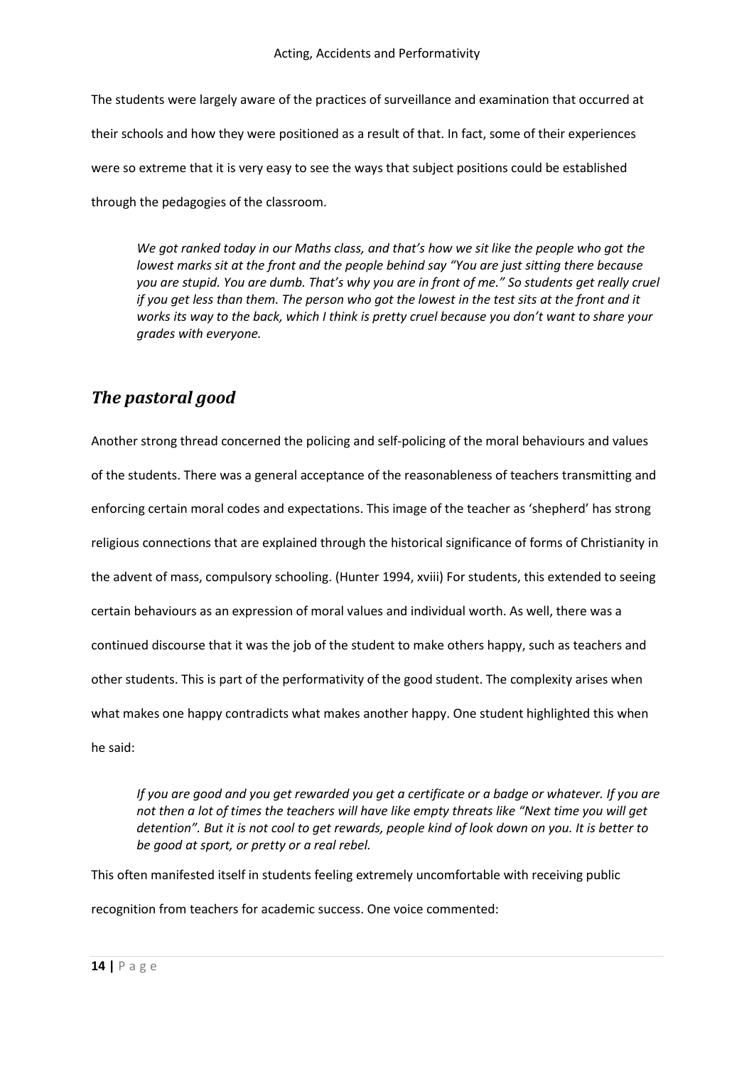The students were largely aware of the practices of surveillance and examination that occurred at their schools and how they were positioned as a result of that. In fact, some of their experiences were so extreme that it is very easy to see the ways that subject positions could be established through the pedagogies of the classroom.

> *We got ranked today in our Maths class, and that's how we sit like the people who got the lowest marks sit at the front and the people behind say "You are just sitting there because you are stupid. You are dumb. That's why you are in front of me." So students get really cruel if you get less than them. The person who got the lowest in the test sits at the front and it works its way to the back, which I think is pretty cruel because you don't want to share your grades with everyone.*

## *The pastoral good*

Another strong thread concerned the policing and self-policing of the moral behaviours and values of the students. There was a general acceptance of the reasonableness of teachers transmitting and enforcing certain moral codes and expectations. This image of the teacher as 'shepherd' has strong religious connections that are explained through the historical significance of forms of Christianity in the advent of mass, compulsory schooling. (Hunter 1994, xviii) For students, this extended to seeing certain behaviours as an expression of moral values and individual worth. As well, there was a continued discourse that it was the job of the student to make others happy, such as teachers and other students. This is part of the performativity of the good student. The complexity arises when what makes one happy contradicts what makes another happy. One student highlighted this when he said:

> *If you are good and you get rewarded you get a certificate or a badge or whatever. If you are not then a lot of times the teachers will have like empty threats like "Next time you will get detention". But it is not cool to get rewards, people kind of look down on you. It is better to be good at sport, or pretty or a real rebel.*

This often manifested itself in students feeling extremely uncomfortable with receiving public recognition from teachers for academic success. One voice commented: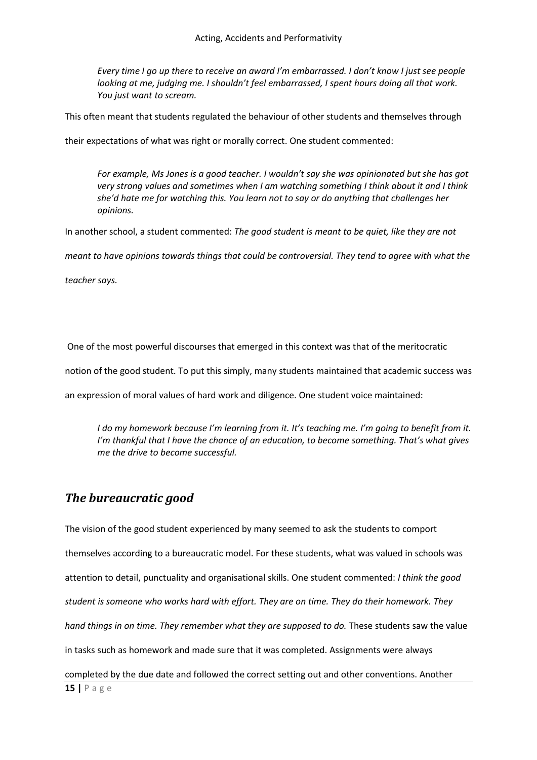*Every time I go up there to receive an award I'm embarrassed. I don't know I just see people looking at me, judging me. I shouldn't feel embarrassed, I spent hours doing all that work. You just want to scream.*

This often meant that students regulated the behaviour of other students and themselves through their expectations of what was right or morally correct. One student commented:

*For example, Ms Jones is a good teacher. I wouldn't say she was opinionated but she has got very strong values and sometimes when I am watching something I think about it and I think she'd hate me for watching this. You learn not to say or do anything that challenges her opinions.*

In another school, a student commented: *The good student is meant to be quiet, like they are not meant to have opinions towards things that could be controversial. They tend to agree with what the teacher says.*

One of the most powerful discourses that emerged in this context was that of the meritocratic notion of the good student. To put this simply, many students maintained that academic success was an expression of moral values of hard work and diligence. One student voice maintained:

*I do my homework because I'm learning from it. It's teaching me. I'm going to benefit from it. I'm thankful that I have the chance of an education, to become something. That's what gives me the drive to become successful.*

## *The bureaucratic good*

The vision of the good student experienced by many seemed to ask the students to comport themselves according to a bureaucratic model. For these students, what was valued in schools was attention to detail, punctuality and organisational skills. One student commented: *I think the good student is someone who works hard with effort. They are on time. They do their homework. They hand things in on time. They remember what they are supposed to do.* These students saw the value in tasks such as homework and made sure that it was completed. Assignments were always completed by the due date and followed the correct setting out and other conventions. Another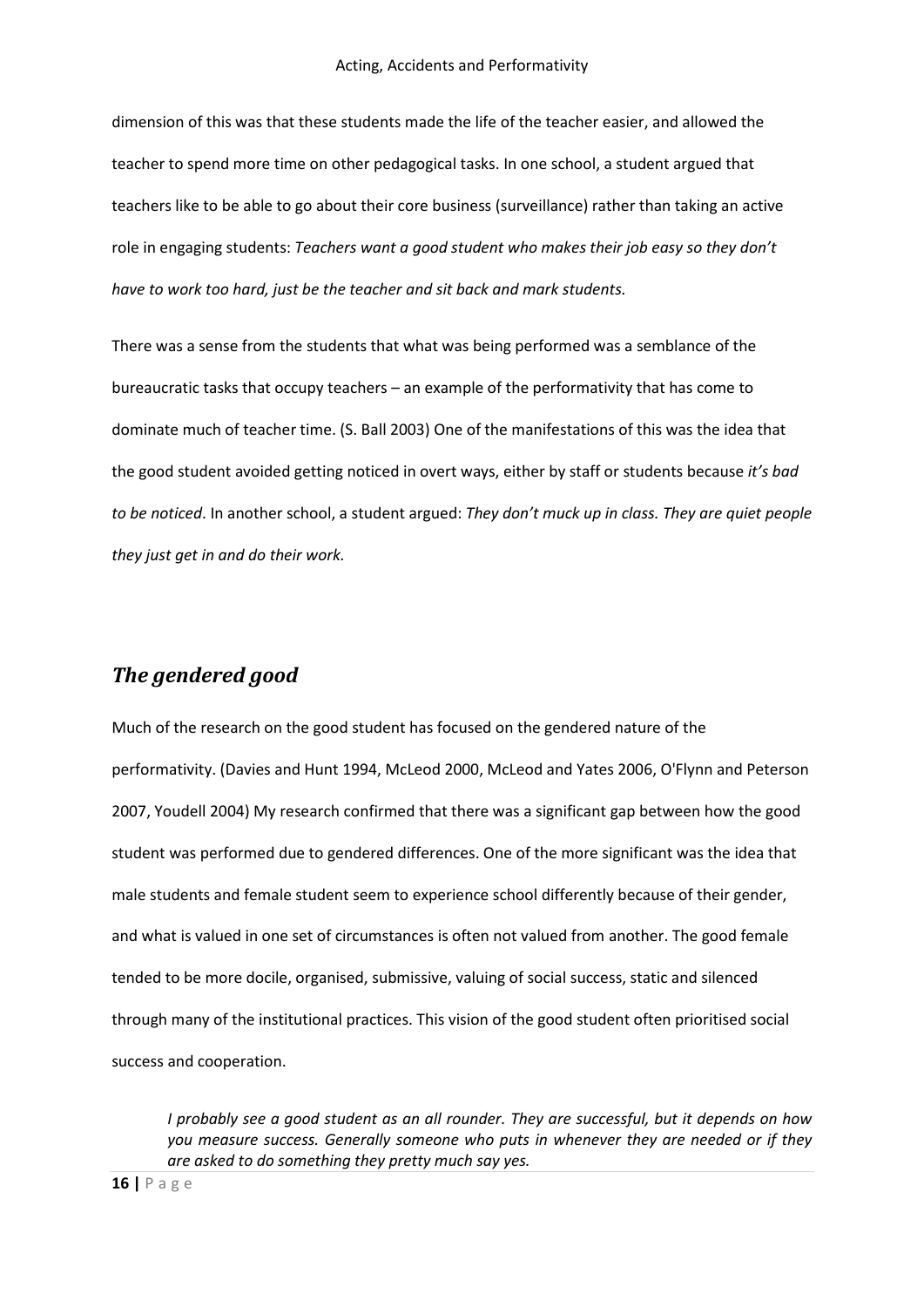dimension of this was that these students made the life of the teacher easier, and allowed the teacher to spend more time on other pedagogical tasks. In one school, a student argued that teachers like to be able to go about their core business (surveillance) rather than taking an active role in engaging students: *Teachers want a good student who makes their job easy so they don't have to work too hard, just be the teacher and sit back and mark students.*

There was a sense from the students that what was being performed was a semblance of the bureaucratic tasks that occupy teachers – an example of the performativity that has come to dominate much of teacher time. (S. Ball 2003) One of the manifestations of this was the idea that the good student avoided getting noticed in overt ways, either by staff or students because *it's bad to be noticed*. In another school, a student argued: *They don't muck up in class. They are quiet people they just get in and do their work.*

## *The gendered good*

Much of the research on the good student has focused on the gendered nature of the performativity. (Davies and Hunt 1994, McLeod 2000, McLeod and Yates 2006, O'Flynn and Peterson 2007, Youdell 2004) My research confirmed that there was a significant gap between how the good student was performed due to gendered differences. One of the more significant was the idea that male students and female student seem to experience school differently because of their gender, and what is valued in one set of circumstances is often not valued from another. The good female tended to be more docile, organised, submissive, valuing of social success, static and silenced through many of the institutional practices. This vision of the good student often prioritised social success and cooperation.

> *I probably see a good student as an all rounder. They are successful, but it depends on how you measure success. Generally someone who puts in whenever they are needed or if they are asked to do something they pretty much say yes.*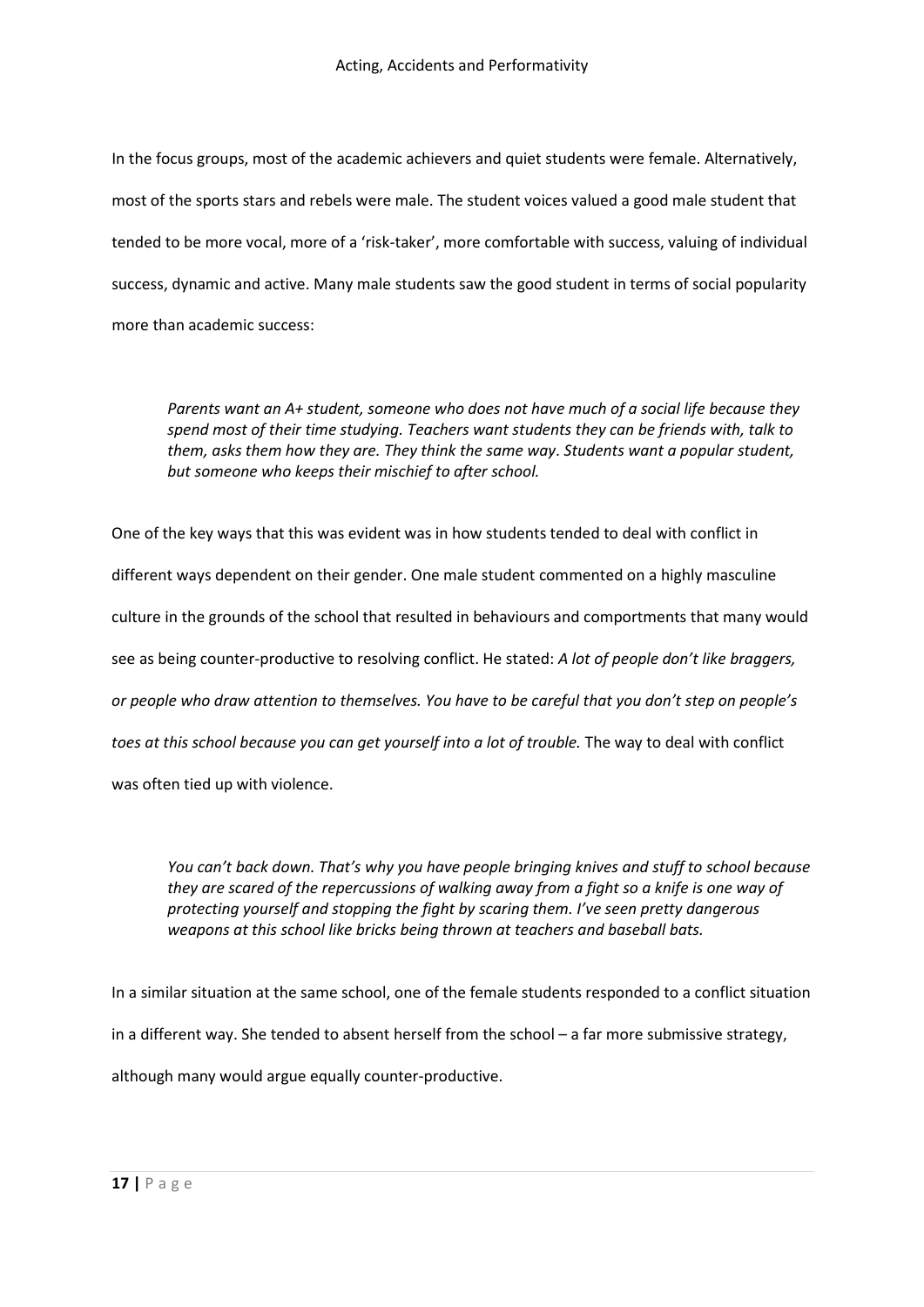In the focus groups, most of the academic achievers and quiet students were female. Alternatively, most of the sports stars and rebels were male. The student voices valued a good male student that tended to be more vocal, more of a 'risk-taker', more comfortable with success, valuing of individual success, dynamic and active. Many male students saw the good student in terms of social popularity more than academic success:

> *Parents want an A+ student, someone who does not have much of a social life because they spend most of their time studying. Teachers want students they can be friends with, talk to them, asks them how they are. They think the same way. Students want a popular student, but someone who keeps their mischief to after school.*

One of the key ways that this was evident was in how students tended to deal with conflict in different ways dependent on their gender. One male student commented on a highly masculine culture in the grounds of the school that resulted in behaviours and comportments that many would see as being counter-productive to resolving conflict. He stated: *A lot of people don't like braggers, or people who draw attention to themselves. You have to be careful that you don't step on people's toes at this school because you can get yourself into a lot of trouble.* The way to deal with conflict was often tied up with violence.

> *You can't back down. That's why you have people bringing knives and stuff to school because they are scared of the repercussions of walking away from a fight so a knife is one way of protecting yourself and stopping the fight by scaring them. I've seen pretty dangerous weapons at this school like bricks being thrown at teachers and baseball bats.*

In a similar situation at the same school, one of the female students responded to a conflict situation in a different way. She tended to absent herself from the school – a far more submissive strategy, although many would argue equally counter-productive.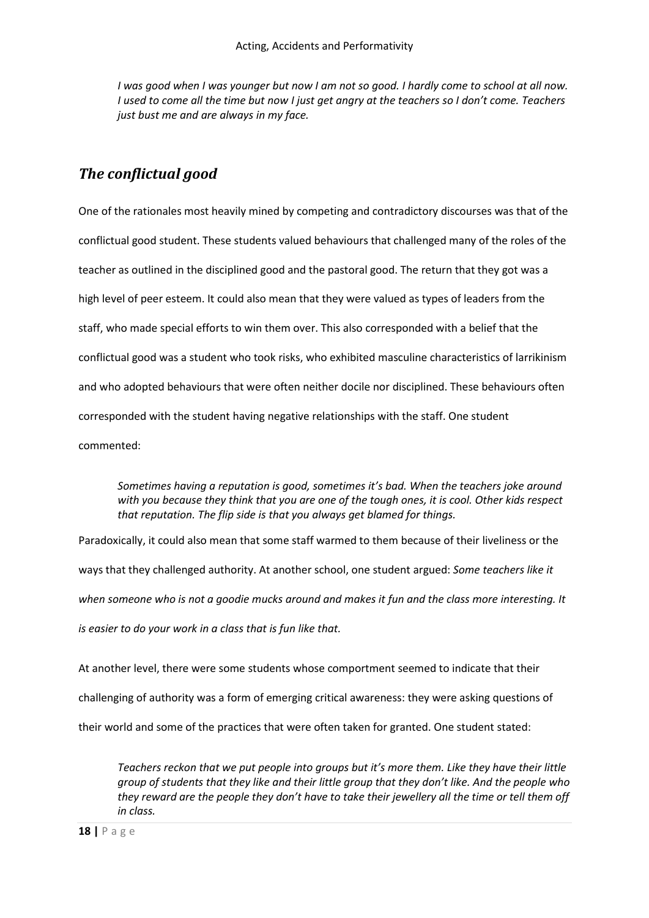*I was good when I was younger but now I am not so good. I hardly come to school at all now. I used to come all the time but now I just get angry at the teachers so I don't come. Teachers just bust me and are always in my face.*

## *The conflictual good*

One of the rationales most heavily mined by competing and contradictory discourses was that of the conflictual good student. These students valued behaviours that challenged many of the roles of the teacher as outlined in the disciplined good and the pastoral good. The return that they got was a high level of peer esteem. It could also mean that they were valued as types of leaders from the staff, who made special efforts to win them over. This also corresponded with a belief that the conflictual good was a student who took risks, who exhibited masculine characteristics of larrikinism and who adopted behaviours that were often neither docile nor disciplined. These behaviours often corresponded with the student having negative relationships with the staff. One student commented:

> *Sometimes having a reputation is good, sometimes it's bad. When the teachers joke around with you because they think that you are one of the tough ones, it is cool. Other kids respect that reputation. The flip side is that you always get blamed for things.*

Paradoxically, it could also mean that some staff warmed to them because of their liveliness or the ways that they challenged authority. At another school, one student argued: *Some teachers like it when someone who is not a goodie mucks around and makes it fun and the class more interesting. It is easier to do your work in a class that is fun like that.*

At another level, there were some students whose comportment seemed to indicate that their challenging of authority was a form of emerging critical awareness: they were asking questions of their world and some of the practices that were often taken for granted. One student stated:

> *Teachers reckon that we put people into groups but it's more them. Like they have their little group of students that they like and their little group that they don't like. And the people who they reward are the people they don't have to take their jewellery all the time or tell them off in class.*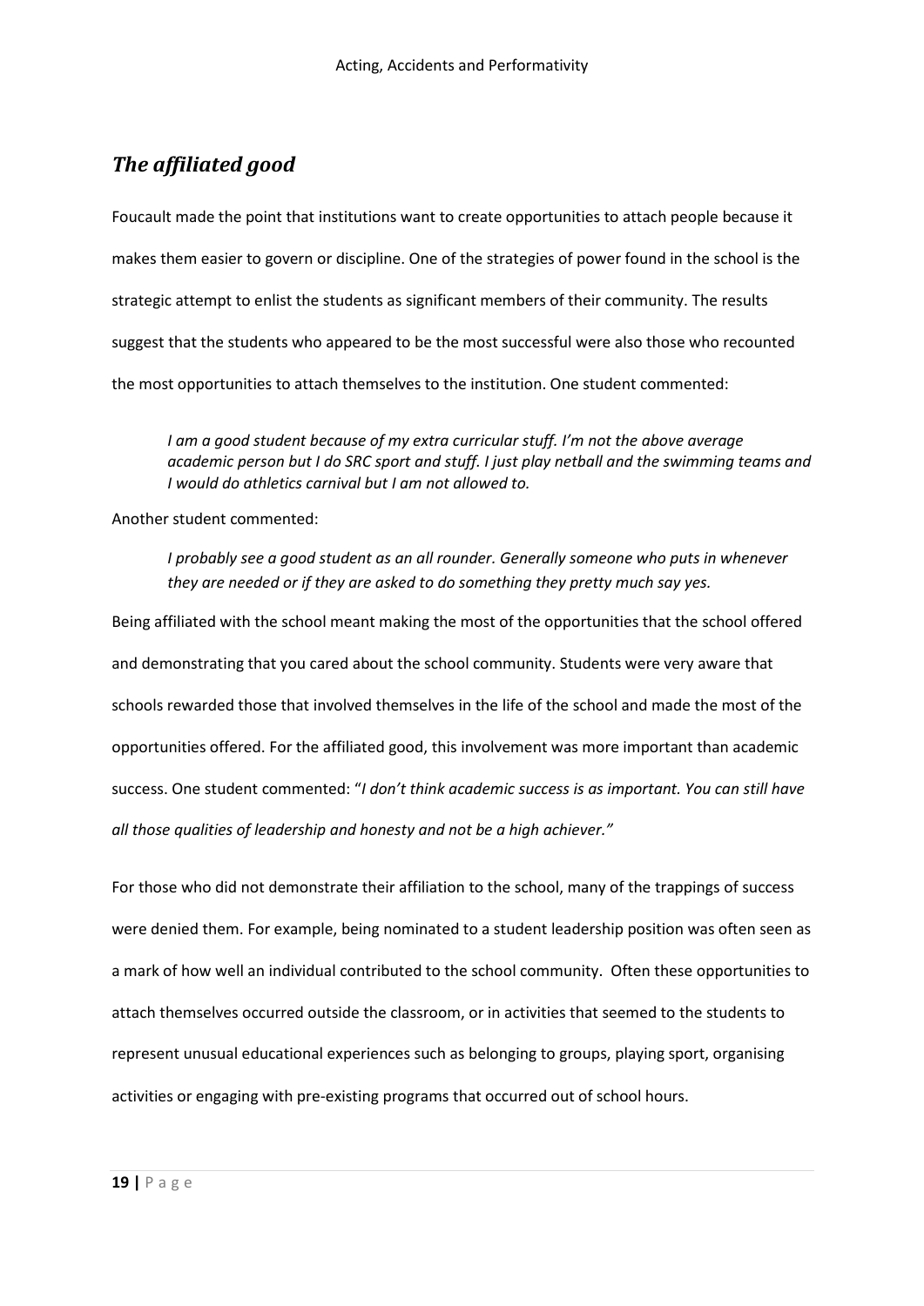## *The affiliated good*

Foucault made the point that institutions want to create opportunities to attach people because it makes them easier to govern or discipline. One of the strategies of power found in the school is the strategic attempt to enlist the students as significant members of their community. The results suggest that the students who appeared to be the most successful were also those who recounted the most opportunities to attach themselves to the institution. One student commented:

> *I am a good student because of my extra curricular stuff. I'm not the above average academic person but I do SRC sport and stuff. I just play netball and the swimming teams and I would do athletics carnival but I am not allowed to.*

Another student commented:

> *I probably see a good student as an all rounder. Generally someone who puts in whenever they are needed or if they are asked to do something they pretty much say yes.*

Being affiliated with the school meant making the most of the opportunities that the school offered and demonstrating that you cared about the school community. Students were very aware that schools rewarded those that involved themselves in the life of the school and made the most of the opportunities offered. For the affiliated good, this involvement was more important than academic success. One student commented: "*I don't think academic success is as important. You can still have all those qualities of leadership and honesty and not be a high achiever."*

For those who did not demonstrate their affiliation to the school, many of the trappings of success were denied them. For example, being nominated to a student leadership position was often seen as a mark of how well an individual contributed to the school community. Often these opportunities to attach themselves occurred outside the classroom, or in activities that seemed to the students to represent unusual educational experiences such as belonging to groups, playing sport, organising activities or engaging with pre-existing programs that occurred out of school hours.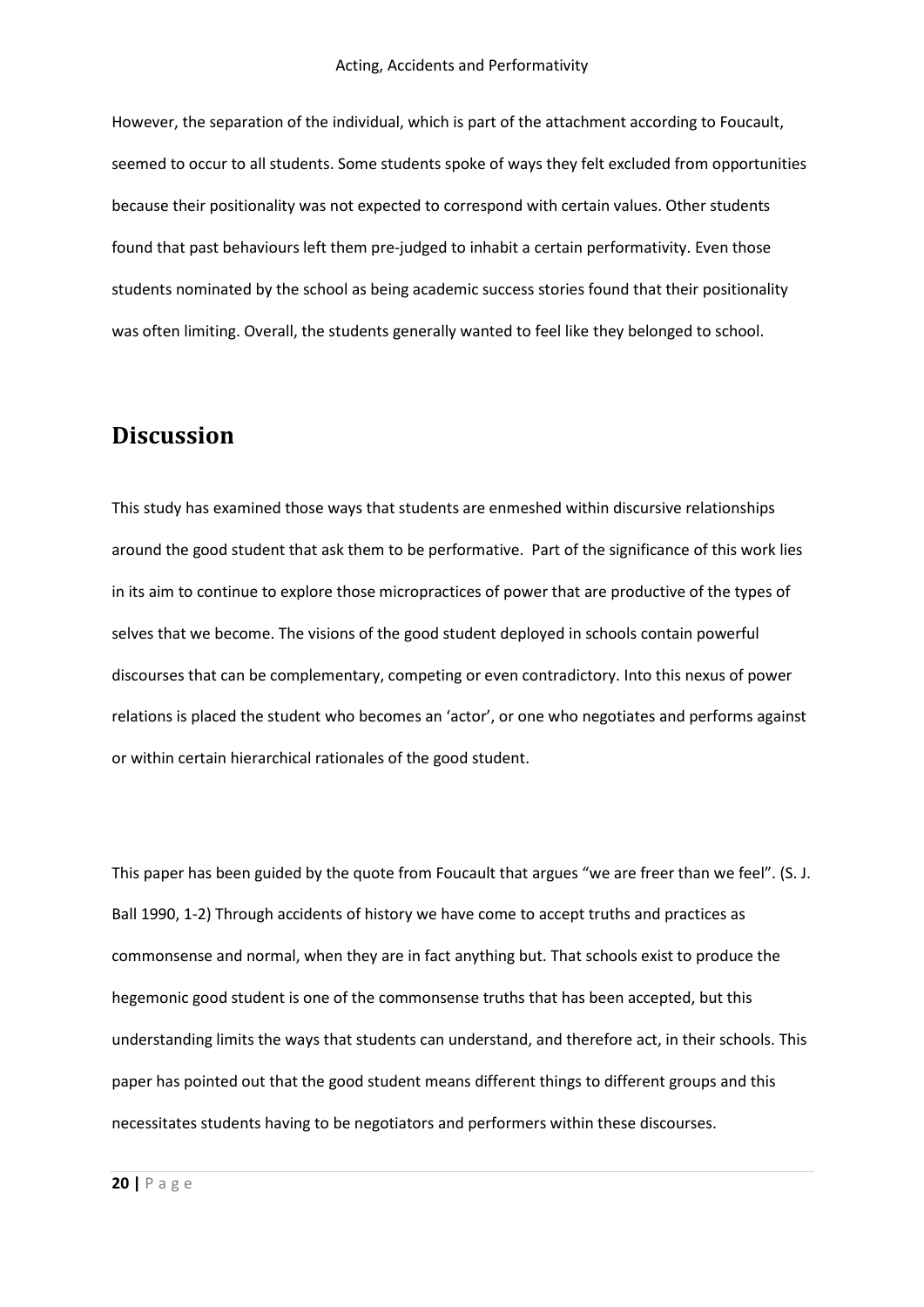However, the separation of the individual, which is part of the attachment according to Foucault, seemed to occur to all students. Some students spoke of ways they felt excluded from opportunities because their positionality was not expected to correspond with certain values. Other students found that past behaviours left them pre-judged to inhabit a certain performativity. Even those students nominated by the school as being academic success stories found that their positionality was often limiting. Overall, the students generally wanted to feel like they belonged to school.

## Discussion

This study has examined those ways that students are enmeshed within discursive relationships around the good student that ask them to be performative. Part of the significance of this work lies in its aim to continue to explore those micropractices of power that are productive of the types of selves that we become. The visions of the good student deployed in schools contain powerful discourses that can be complementary, competing or even contradictory. Into this nexus of power relations is placed the student who becomes an 'actor', or one who negotiates and performs against or within certain hierarchical rationales of the good student.

This paper has been guided by the quote from Foucault that argues "we are freer than we feel". (S. J. Ball 1990, 1-2) Through accidents of history we have come to accept truths and practices as commonsense and normal, when they are in fact anything but. That schools exist to produce the hegemonic good student is one of the commonsense truths that has been accepted, but this understanding limits the ways that students can understand, and therefore act, in their schools. This paper has pointed out that the good student means different things to different groups and this necessitates students having to be negotiators and performers within these discourses.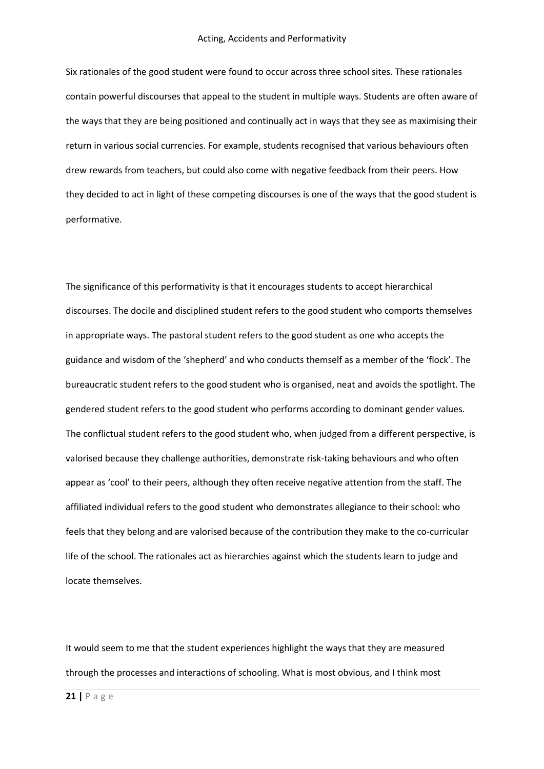Six rationales of the good student were found to occur across three school sites. These rationales contain powerful discourses that appeal to the student in multiple ways. Students are often aware of the ways that they are being positioned and continually act in ways that they see as maximising their return in various social currencies. For example, students recognised that various behaviours often drew rewards from teachers, but could also come with negative feedback from their peers. How they decided to act in light of these competing discourses is one of the ways that the good student is performative.

The significance of this performativity is that it encourages students to accept hierarchical discourses. The docile and disciplined student refers to the good student who comports themselves in appropriate ways. The pastoral student refers to the good student as one who accepts the guidance and wisdom of the 'shepherd' and who conducts themself as a member of the 'flock'. The bureaucratic student refers to the good student who is organised, neat and avoids the spotlight. The gendered student refers to the good student who performs according to dominant gender values. The conflictual student refers to the good student who, when judged from a different perspective, is valorised because they challenge authorities, demonstrate risk-taking behaviours and who often appear as 'cool' to their peers, although they often receive negative attention from the staff. The affiliated individual refers to the good student who demonstrates allegiance to their school: who feels that they belong and are valorised because of the contribution they make to the co-curricular life of the school. The rationales act as hierarchies against which the students learn to judge and locate themselves.

It would seem to me that the student experiences highlight the ways that they are measured through the processes and interactions of schooling. What is most obvious, and I think most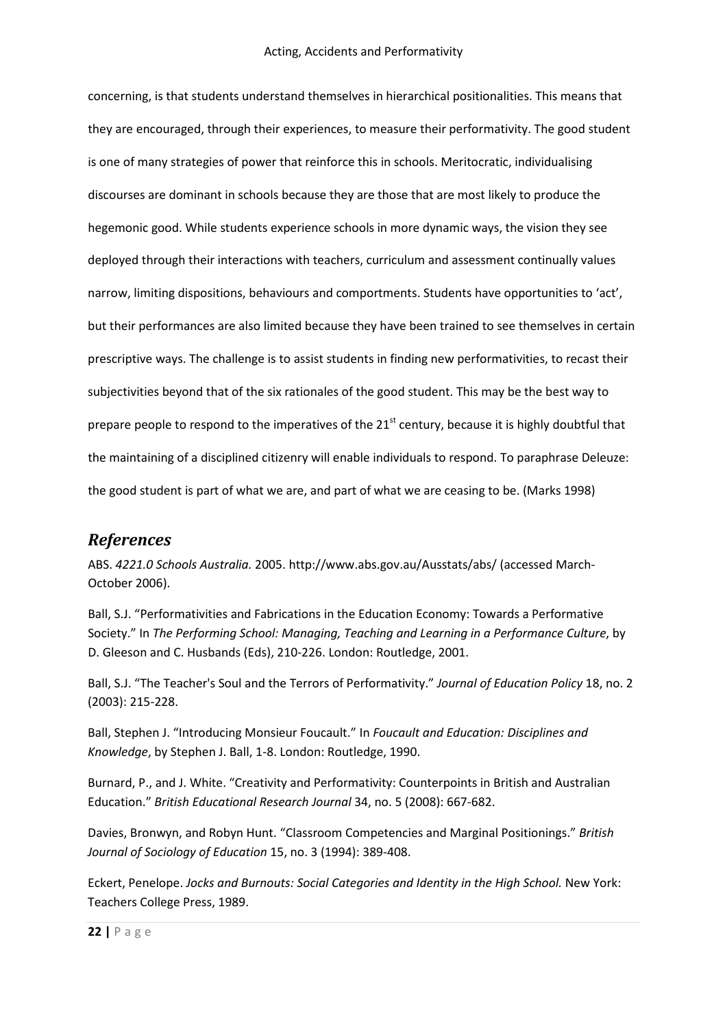concerning, is that students understand themselves in hierarchical positionalities. This means that they are encouraged, through their experiences, to measure their performativity. The good student is one of many strategies of power that reinforce this in schools. Meritocratic, individualising discourses are dominant in schools because they are those that are most likely to produce the hegemonic good. While students experience schools in more dynamic ways, the vision they see deployed through their interactions with teachers, curriculum and assessment continually values narrow, limiting dispositions, behaviours and comportments. Students have opportunities to 'act', but their performances are also limited because they have been trained to see themselves in certain prescriptive ways. The challenge is to assist students in finding new performativities, to recast their subjectivities beyond that of the six rationales of the good student. This may be the best way to prepare people to respond to the imperatives of the 21st century, because it is highly doubtful that the maintaining of a disciplined citizenry will enable individuals to respond. To paraphrase Deleuze: the good student is part of what we are, and part of what we are ceasing to be. (Marks 1998)

## *References*

ABS. *4221.0 Schools Australia.* 2005. http://www.abs.gov.au/Ausstats/abs/ (accessed March-October 2006).

Ball, S.J. "Performativities and Fabrications in the Education Economy: Towards a Performative Society." In *The Performing School: Managing, Teaching and Learning in a Performance Culture*, by D. Gleeson and C. Husbands (Eds), 210-226. London: Routledge, 2001.

Ball, S.J. "The Teacher's Soul and the Terrors of Performativity." *Journal of Education Policy* 18, no. 2 (2003): 215-228.

Ball, Stephen J. "Introducing Monsieur Foucault." In *Foucault and Education: Disciplines and Knowledge*, by Stephen J. Ball, 1-8. London: Routledge, 1990.

Burnard, P., and J. White. "Creativity and Performativity: Counterpoints in British and Australian Education." *British Educational Research Journal* 34, no. 5 (2008): 667-682.

Davies, Bronwyn, and Robyn Hunt. "Classroom Competencies and Marginal Positionings." *British Journal of Sociology of Education* 15, no. 3 (1994): 389-408.

Eckert, Penelope. *Jocks and Burnouts: Social Categories and Identity in the High School.* New York: Teachers College Press, 1989.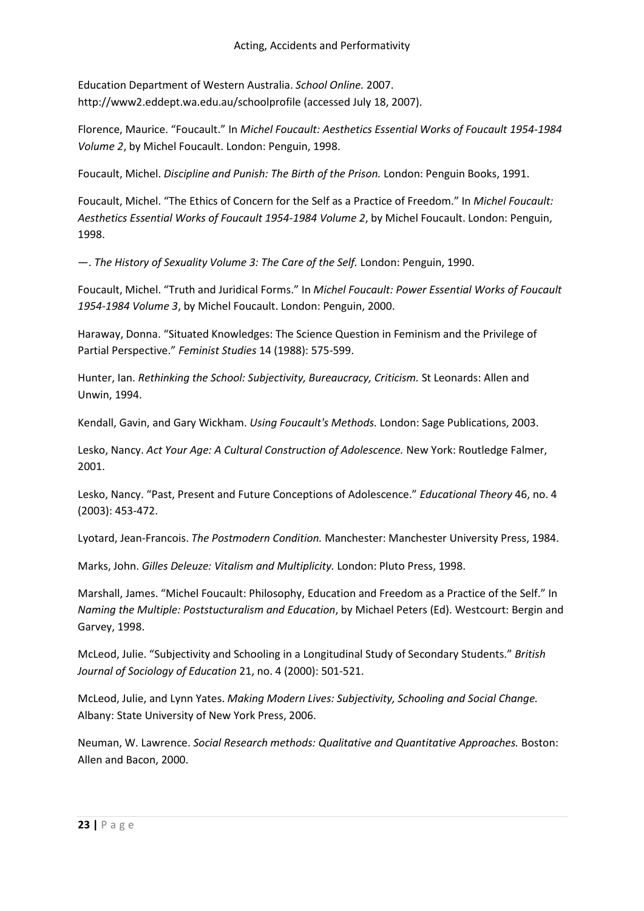Education Department of Western Australia. *School Online.* 2007. http://www2.eddept.wa.edu.au/schoolprofile (accessed July 18, 2007).

Florence, Maurice. "Foucault." In *Michel Foucault: Aesthetics Essential Works of Foucault 1954-1984 Volume 2*, by Michel Foucault. London: Penguin, 1998.

Foucault, Michel. *Discipline and Punish: The Birth of the Prison.* London: Penguin Books, 1991.

Foucault, Michel. "The Ethics of Concern for the Self as a Practice of Freedom." In *Michel Foucault: Aesthetics Essential Works of Foucault 1954-1984 Volume 2*, by Michel Foucault. London: Penguin, 1998.

—. *The History of Sexuality Volume 3: The Care of the Self.* London: Penguin, 1990.

Foucault, Michel. "Truth and Juridical Forms." In *Michel Foucault: Power Essential Works of Foucault 1954-1984 Volume 3*, by Michel Foucault. London: Penguin, 2000.

Haraway, Donna. "Situated Knowledges: The Science Question in Feminism and the Privilege of Partial Perspective." *Feminist Studies* 14 (1988): 575-599.

Hunter, Ian. *Rethinking the School: Subjectivity, Bureaucracy, Criticism.* St Leonards: Allen and Unwin, 1994.

Kendall, Gavin, and Gary Wickham. *Using Foucault's Methods.* London: Sage Publications, 2003.

Lesko, Nancy. *Act Your Age: A Cultural Construction of Adolescence.* New York: Routledge Falmer, 2001.

Lesko, Nancy. "Past, Present and Future Conceptions of Adolescence." *Educational Theory* 46, no. 4 (2003): 453-472.

Lyotard, Jean-Francois. *The Postmodern Condition.* Manchester: Manchester University Press, 1984.

Marks, John. *Gilles Deleuze: Vitalism and Multiplicity.* London: Pluto Press, 1998.

Marshall, James. "Michel Foucault: Philosophy, Education and Freedom as a Practice of the Self." In *Naming the Multiple: Poststucturalism and Education*, by Michael Peters (Ed). Westcourt: Bergin and Garvey, 1998.

McLeod, Julie. "Subjectivity and Schooling in a Longitudinal Study of Secondary Students." *British Journal of Sociology of Education* 21, no. 4 (2000): 501-521.

McLeod, Julie, and Lynn Yates. *Making Modern Lives: Subjectivity, Schooling and Social Change.* Albany: State University of New York Press, 2006.

Neuman, W. Lawrence. *Social Research methods: Qualitative and Quantitative Approaches.* Boston: Allen and Bacon, 2000.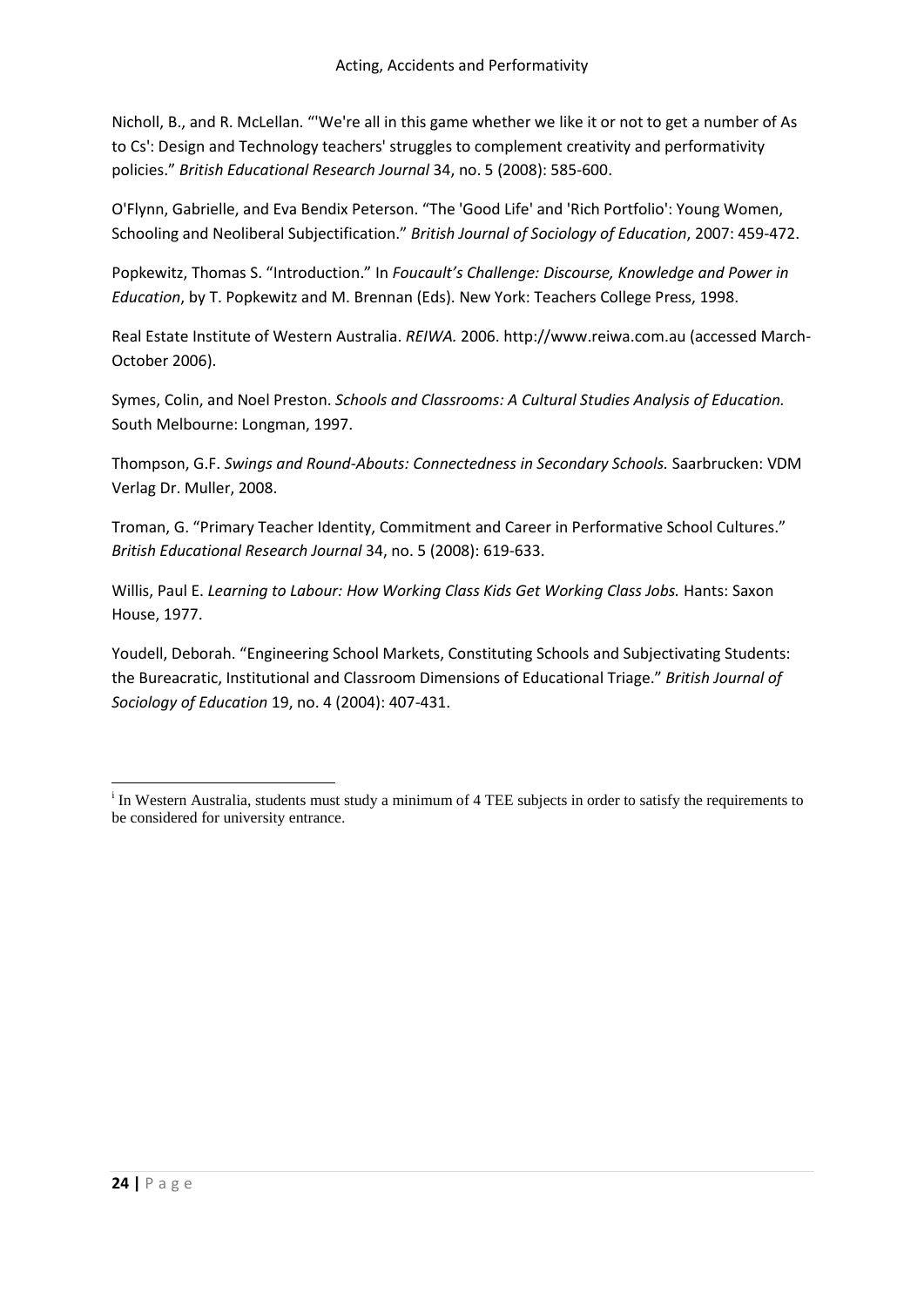Nicholl, B., and R. McLellan. "'We're all in this game whether we like it or not to get a number of As to Cs': Design and Technology teachers' struggles to complement creativity and performativity policies." *British Educational Research Journal* 34, no. 5 (2008): 585-600.

O'Flynn, Gabrielle, and Eva Bendix Peterson. "The 'Good Life' and 'Rich Portfolio': Young Women, Schooling and Neoliberal Subjectification." *British Journal of Sociology of Education*, 2007: 459-472.

Popkewitz, Thomas S. "Introduction." In *Foucault's Challenge: Discourse, Knowledge and Power in Education*, by T. Popkewitz and M. Brennan (Eds). New York: Teachers College Press, 1998.

Real Estate Institute of Western Australia. *REIWA.* 2006. http://www.reiwa.com.au (accessed March-October 2006).

Symes, Colin, and Noel Preston. *Schools and Classrooms: A Cultural Studies Analysis of Education.* South Melbourne: Longman, 1997.

Thompson, G.F. *Swings and Round-Abouts: Connectedness in Secondary Schools.* Saarbrucken: VDM Verlag Dr. Muller, 2008.

Troman, G. "Primary Teacher Identity, Commitment and Career in Performative School Cultures." *British Educational Research Journal* 34, no. 5 (2008): 619-633.

Willis, Paul E. *Learning to Labour: How Working Class Kids Get Working Class Jobs.* Hants: Saxon House, 1977.

Youdell, Deborah. "Engineering School Markets, Constituting Schools and Subjectivating Students: the Bureacratic, Institutional and Classroom Dimensions of Educational Triage." *British Journal of Sociology of Education* 19, no. 4 (2004): 407-431.

---

[i] In Western Australia, students must study a minimum of 4 TEE subjects in order to satisfy the requirements to be considered for university entrance.